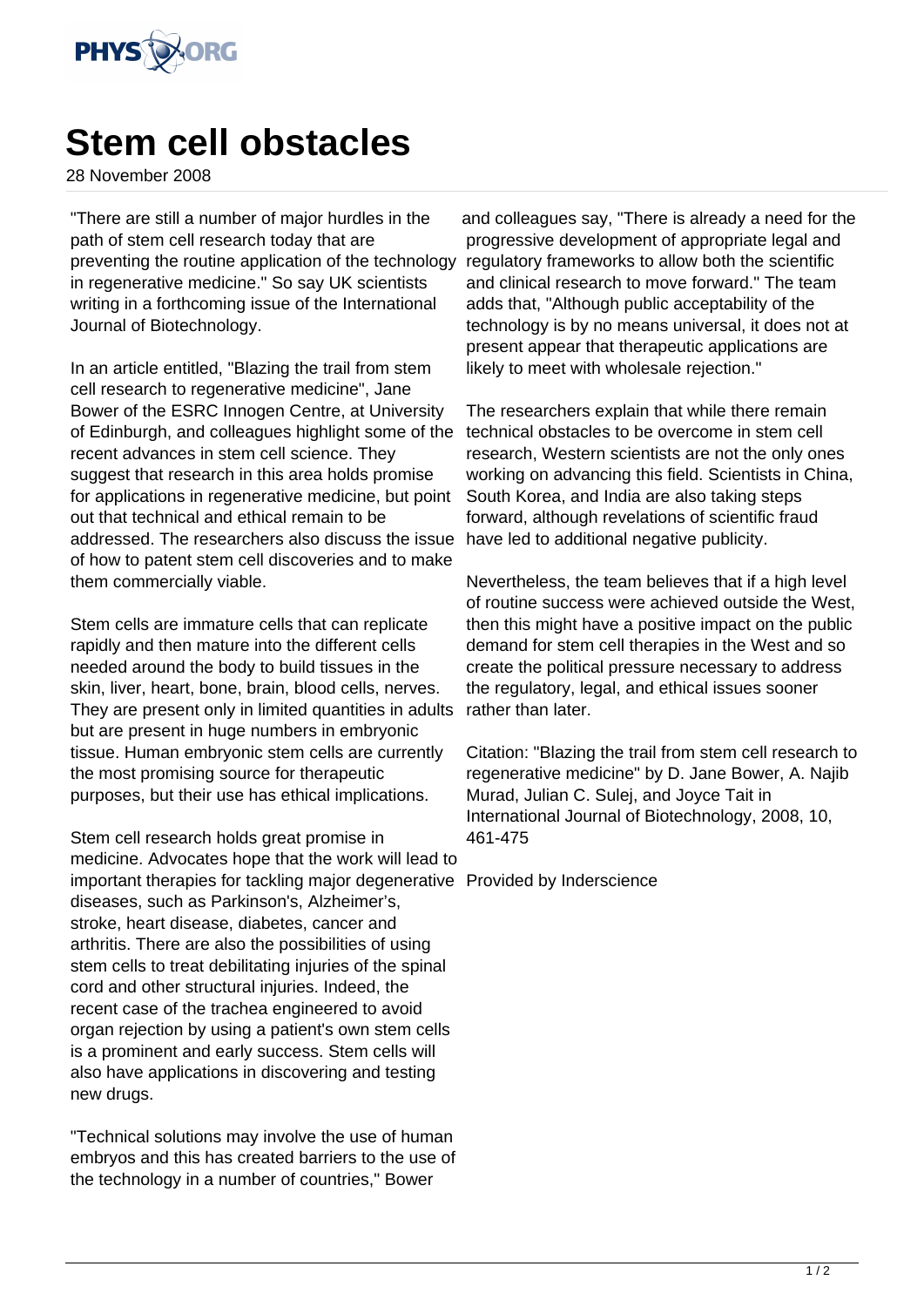# Stem cell obstacles

28 November 2008

"There are still a number of major hurdles in the path of stem cell research today that are preventing the routine application of the technology in regenerative medicine." So say UK scientists writing in a forthcoming issue of the International Journal of Biotechnology.

In an article entitled, "Blazing the trail from stem cell research to regenerative medicine", Jane Bower of the ESRC Innogen Centre, at University of Edinburgh, and colleagues highlight some of the recent advances in stem cell science. They suggest that research in this area holds promise for applications in regenerative medicine, but point out that technical and ethical remain to be addressed. The researchers also discuss the issue of how to patent stem cell discoveries and to make them commercially viable.

Stem cells are immature cells that can replicate rapidly and then mature into the different cells needed around the body to build tissues in the skin, liver, heart, bone, brain, blood cells, nerves. They are present only in limited quantities in adults but are present in huge numbers in embryonic tissue. Human embryonic stem cells are currently the most promising source for therapeutic purposes, but their use has ethical implications.

Stem cell research holds great promise in medicine. Advocates hope that the work will lead to important therapies for tackling major degenerative diseases, such as Parkinson's, Alzheimer's, stroke, heart disease, diabetes, cancer and arthritis. There are also the possibilities of using stem cells to treat debilitating injuries of the spinal cord and other structural injuries. Indeed, the recent case of the trachea engineered to avoid organ rejection by using a patient's own stem cells is a prominent and early success. Stem cells will also have applications in discovering and testing new drugs.

"Technical solutions may involve the use of human embryos and this has created barriers to the use of the technology in a number of countries," Bower and colleagues say, "There is already a need for the progressive development of appropriate legal and regulatory frameworks to allow both the scientific and clinical research to move forward." The team adds that, "Although public acceptability of the technology is by no means universal, it does not at present appear that therapeutic applications are likely to meet with wholesale rejection."

The researchers explain that while there remain technical obstacles to be overcome in stem cell research, Western scientists are not the only ones working on advancing this field. Scientists in China, South Korea, and India are also taking steps forward, although revelations of scientific fraud have led to additional negative publicity.

Nevertheless, the team believes that if a high level of routine success were achieved outside the West, then this might have a positive impact on the public demand for stem cell therapies in the West and so create the political pressure necessary to address the regulatory, legal, and ethical issues sooner rather than later.

Citation: "Blazing the trail from stem cell research to regenerative medicine" by D. Jane Bower, A. Najib Murad, Julian C. Sulej, and Joyce Tait in International Journal of Biotechnology, 2008, 10, 461-475

Provided by Inderscience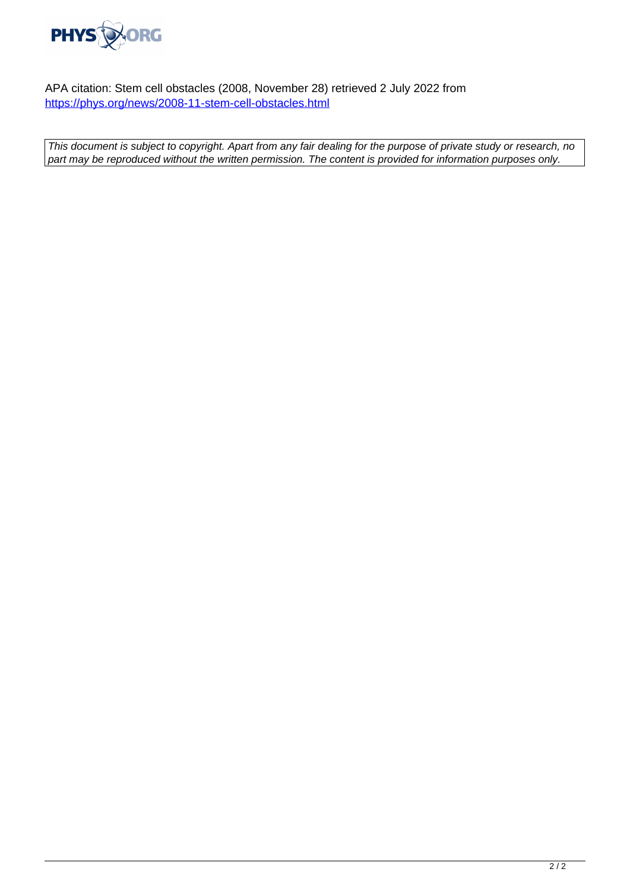APA citation: Stem cell obstacles (2008, November 28) retrieved 2 July 2022 from https://phys.org/news/2008-11-stem-cell-obstacles.html

*This document is subject to copyright. Apart from any fair dealing for the purpose of private study or research, no part may be reproduced without the written permission. The content is provided for information purposes only.*